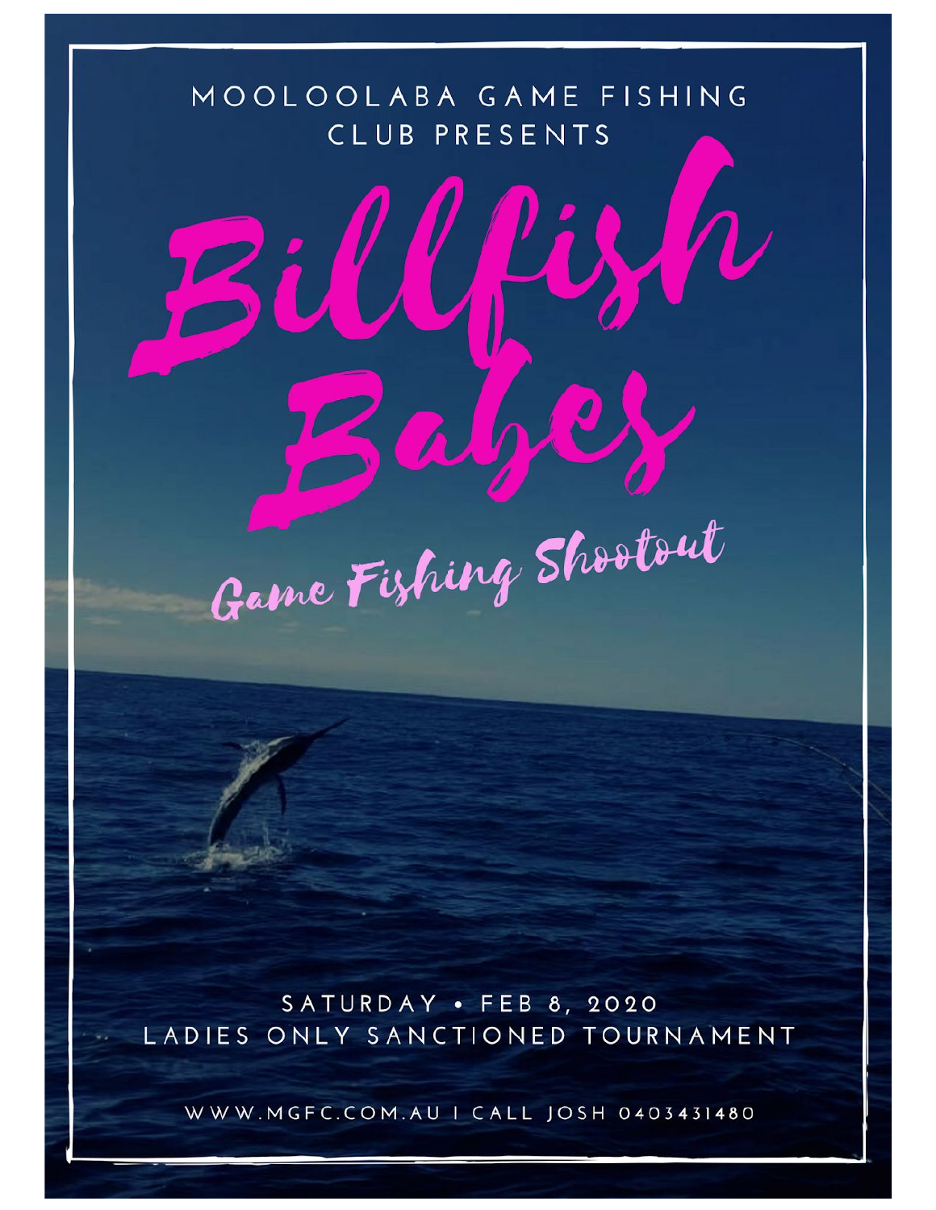MOOLOOLABA GAME FISHING CLUB PRESENTS

# Billfish Babes

## Game Fishing Shootout

SATURDAY • FEB 8, 2020

LADIES ONLY SANCTIONED TOURNAMENT

WWW.MGFC.COM.AU I CALL JOSH 0403431480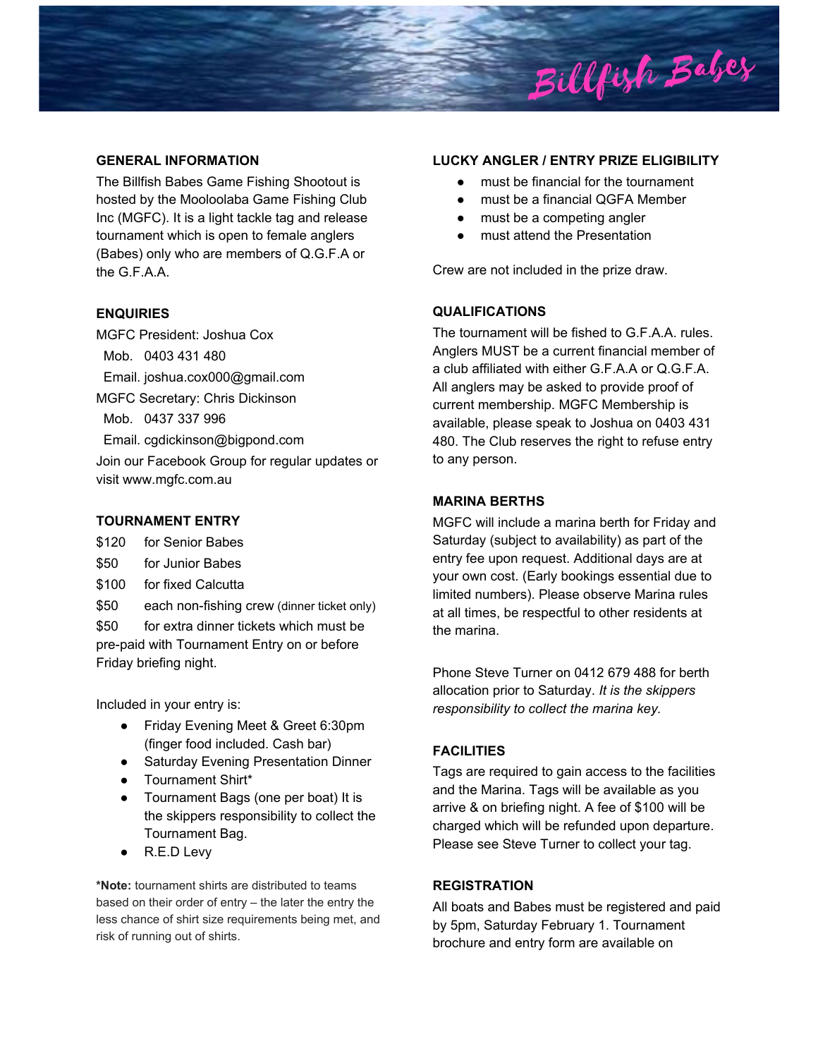Billfish Babes

### GENERAL INFORMATION

The Billfish Babes Game Fishing Shootout is hosted by the Mooloolaba Game Fishing Club Inc (MGFC). It is a light tackle tag and release tournament which is open to female anglers (Babes) only who are members of Q.G.F.A or the G.F.A.A.

### ENQUIRIES

MGFC President: Joshua Cox
Mob. 0403 431 480
Email. joshua.cox000@gmail.com
MGFC Secretary: Chris Dickinson
Mob. 0437 337 996
Email. cgdickinson@bigpond.com
Join our Facebook Group for regular updates or visit www.mgfc.com.au

### TOURNAMENT ENTRY

$120 for Senior Babes
$50 for Junior Babes
$100 for fixed Calcutta
$50 each non-fishing crew (dinner ticket only)
$50 for extra dinner tickets which must be pre-paid with Tournament Entry on or before Friday briefing night.

Included in your entry is:

- Friday Evening Meet & Greet 6:30pm (finger food included. Cash bar)
- Saturday Evening Presentation Dinner
- Tournament Shirt*
- Tournament Bags (one per boat) It is the skippers responsibility to collect the Tournament Bag.
- R.E.D Levy

**\*Note:** tournament shirts are distributed to teams based on their order of entry – the later the entry the less chance of shirt size requirements being met, and risk of running out of shirts.

### LUCKY ANGLER / ENTRY PRIZE ELIGIBILITY

- must be financial for the tournament
- must be a financial QGFA Member
- must be a competing angler
- must attend the Presentation

Crew are not included in the prize draw.

### QUALIFICATIONS

The tournament will be fished to G.F.A.A. rules. Anglers MUST be a current financial member of a club affiliated with either G.F.A.A or Q.G.F.A. All anglers may be asked to provide proof of current membership. MGFC Membership is available, please speak to Joshua on 0403 431 480. The Club reserves the right to refuse entry to any person.

### MARINA BERTHS

MGFC will include a marina berth for Friday and Saturday (subject to availability) as part of the entry fee upon request. Additional days are at your own cost. (Early bookings essential due to limited numbers). Please observe Marina rules at all times, be respectful to other residents at the marina.

Phone Steve Turner on 0412 679 488 for berth allocation prior to Saturday. *It is the skippers responsibility to collect the marina key.*

### FACILITIES

Tags are required to gain access to the facilities and the Marina. Tags will be available as you arrive & on briefing night. A fee of $100 will be charged which will be refunded upon departure. Please see Steve Turner to collect your tag.

### REGISTRATION

All boats and Babes must be registered and paid by 5pm, Saturday February 1. Tournament brochure and entry form are available on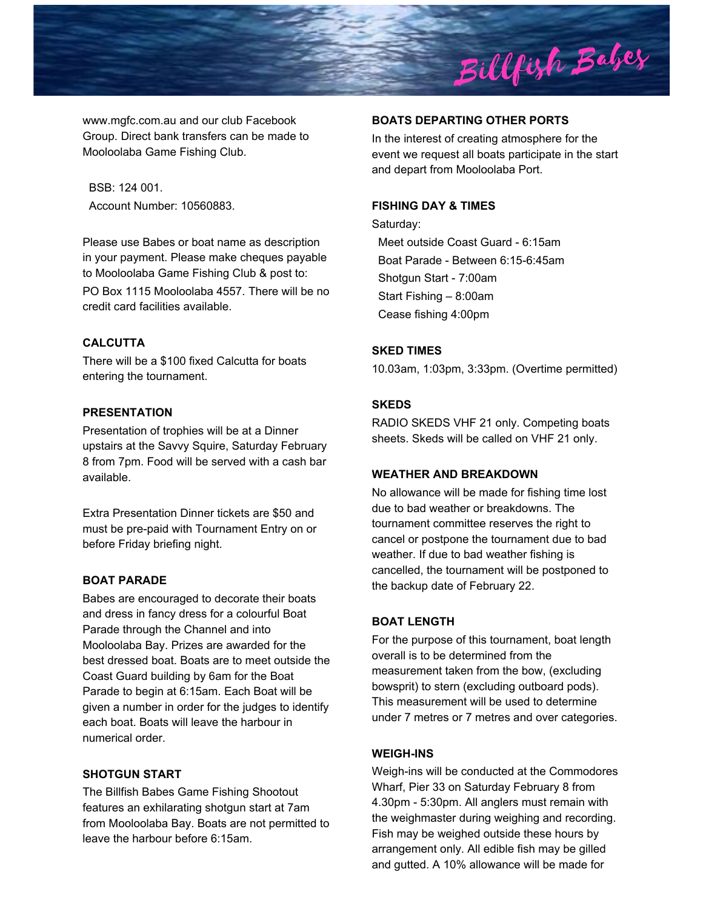www.mgfc.com.au and our club Facebook Group. Direct bank transfers can be made to Mooloolaba Game Fishing Club.

BSB: 124 001.
Account Number: 10560883.

Please use Babes or boat name as description in your payment. Please make cheques payable to Mooloolaba Game Fishing Club & post to: PO Box 1115 Mooloolaba 4557. There will be no credit card facilities available.

**CALCUTTA**

There will be a $100 fixed Calcutta for boats entering the tournament.

**PRESENTATION**

Presentation of trophies will be at a Dinner upstairs at the Savvy Squire, Saturday February 8 from 7pm. Food will be served with a cash bar available.

Extra Presentation Dinner tickets are $50 and must be pre-paid with Tournament Entry on or before Friday briefing night.

**BOAT PARADE**

Babes are encouraged to decorate their boats and dress in fancy dress for a colourful Boat Parade through the Channel and into Mooloolaba Bay. Prizes are awarded for the best dressed boat. Boats are to meet outside the Coast Guard building by 6am for the Boat Parade to begin at 6:15am. Each Boat will be given a number in order for the judges to identify each boat. Boats will leave the harbour in numerical order.

**SHOTGUN START**

The Billfish Babes Game Fishing Shootout features an exhilarating shotgun start at 7am from Mooloolaba Bay. Boats are not permitted to leave the harbour before 6:15am.

**BOATS DEPARTING OTHER PORTS**

In the interest of creating atmosphere for the event we request all boats participate in the start and depart from Mooloolaba Port.

**FISHING DAY & TIMES**

Saturday:
- Meet outside Coast Guard - 6:15am
- Boat Parade - Between 6:15-6:45am
- Shotgun Start - 7:00am
- Start Fishing – 8:00am
- Cease fishing 4:00pm

**SKED TIMES**

10.03am, 1:03pm, 3:33pm. (Overtime permitted)

**SKEDS**

RADIO SKEDS VHF 21 only. Competing boats sheets. Skeds will be called on VHF 21 only.

**WEATHER AND BREAKDOWN**

No allowance will be made for fishing time lost due to bad weather or breakdowns. The tournament committee reserves the right to cancel or postpone the tournament due to bad weather. If due to bad weather fishing is cancelled, the tournament will be postponed to the backup date of February 22.

**BOAT LENGTH**

For the purpose of this tournament, boat length overall is to be determined from the measurement taken from the bow, (excluding bowsprit) to stern (excluding outboard pods). This measurement will be used to determine under 7 metres or 7 metres and over categories.

**WEIGH-INS**

Weigh-ins will be conducted at the Commodores Wharf, Pier 33 on Saturday February 8 from 4.30pm - 5:30pm. All anglers must remain with the weighmaster during weighing and recording. Fish may be weighed outside these hours by arrangement only. All edible fish may be gilled and gutted. A 10% allowance will be made for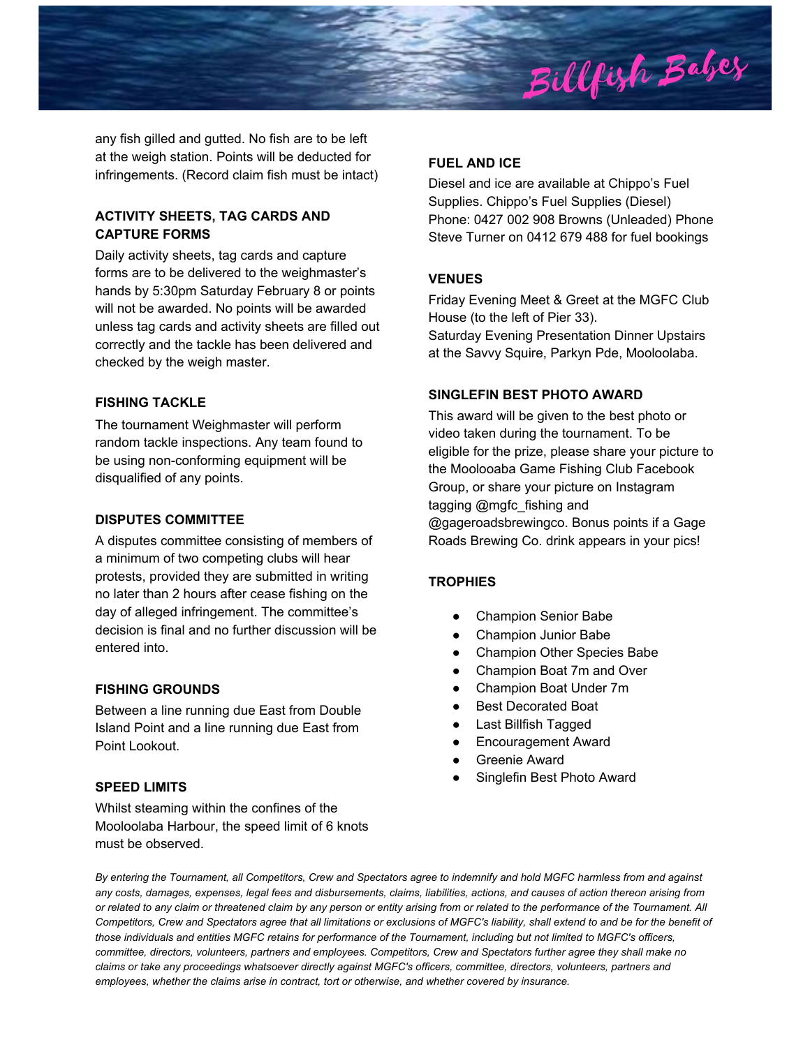any fish gilled and gutted. No fish are to be left at the weigh station. Points will be deducted for infringements. (Record claim fish must be intact)

### ACTIVITY SHEETS, TAG CARDS AND CAPTURE FORMS

Daily activity sheets, tag cards and capture forms are to be delivered to the weighmaster's hands by 5:30pm Saturday February 8 or points will not be awarded. No points will be awarded unless tag cards and activity sheets are filled out correctly and the tackle has been delivered and checked by the weigh master.

### FISHING TACKLE

The tournament Weighmaster will perform random tackle inspections. Any team found to be using non-conforming equipment will be disqualified of any points.

### DISPUTES COMMITTEE

A disputes committee consisting of members of a minimum of two competing clubs will hear protests, provided they are submitted in writing no later than 2 hours after cease fishing on the day of alleged infringement. The committee's decision is final and no further discussion will be entered into.

### FISHING GROUNDS

Between a line running due East from Double Island Point and a line running due East from Point Lookout.

### SPEED LIMITS

Whilst steaming within the confines of the Mooloolaba Harbour, the speed limit of 6 knots must be observed.

### FUEL AND ICE

Diesel and ice are available at Chippo's Fuel Supplies. Chippo's Fuel Supplies (Diesel) Phone: 0427 002 908 Browns (Unleaded) Phone Steve Turner on 0412 679 488 for fuel bookings

### VENUES

Friday Evening Meet & Greet at the MGFC Club House (to the left of Pier 33).
Saturday Evening Presentation Dinner Upstairs at the Savvy Squire, Parkyn Pde, Mooloolaba.

### SINGLEFIN BEST PHOTO AWARD

This award will be given to the best photo or video taken during the tournament. To be eligible for the prize, please share your picture to the Moolooaba Game Fishing Club Facebook Group, or share your picture on Instagram tagging @mgfc_fishing and @gageroadsbrewingco. Bonus points if a Gage Roads Brewing Co. drink appears in your pics!

### TROPHIES

- Champion Senior Babe
- Champion Junior Babe
- Champion Other Species Babe
- Champion Boat 7m and Over
- Champion Boat Under 7m
- Best Decorated Boat
- Last Billfish Tagged
- Encouragement Award
- Greenie Award
- Singlefin Best Photo Award

*By entering the Tournament, all Competitors, Crew and Spectators agree to indemnify and hold MGFC harmless from and against any costs, damages, expenses, legal fees and disbursements, claims, liabilities, actions, and causes of action thereon arising from or related to any claim or threatened claim by any person or entity arising from or related to the performance of the Tournament. All Competitors, Crew and Spectators agree that all limitations or exclusions of MGFC's liability, shall extend to and be for the benefit of those individuals and entities MGFC retains for performance of the Tournament, including but not limited to MGFC's officers, committee, directors, volunteers, partners and employees. Competitors, Crew and Spectators further agree they shall make no claims or take any proceedings whatsoever directly against MGFC's officers, committee, directors, volunteers, partners and employees, whether the claims arise in contract, tort or otherwise, and whether covered by insurance.*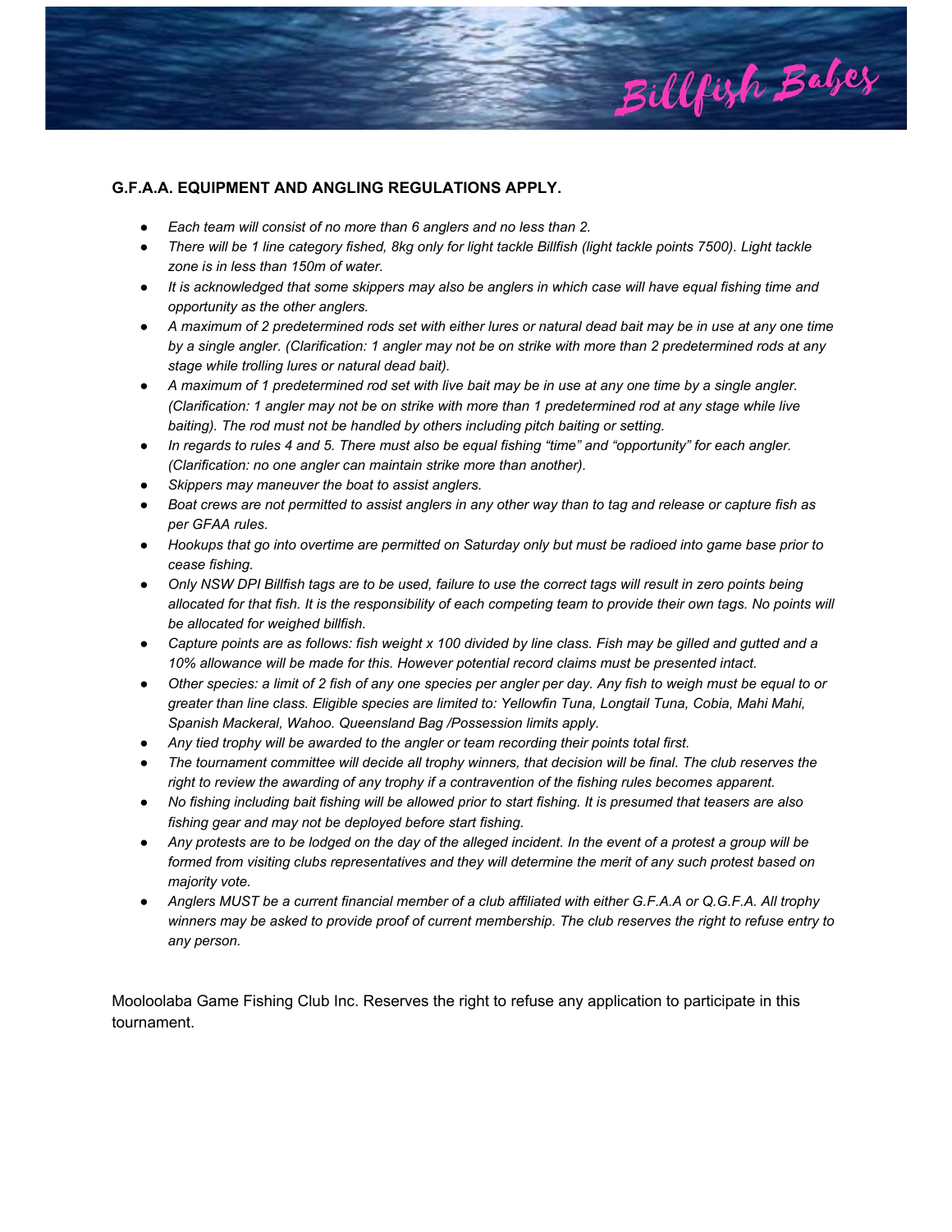**G.F.A.A. EQUIPMENT AND ANGLING REGULATIONS APPLY.**

- *Each team will consist of no more than 6 anglers and no less than 2.*
- *There will be 1 line category fished, 8kg only for light tackle Billfish (light tackle points 7500). Light tackle zone is in less than 150m of water.*
- *It is acknowledged that some skippers may also be anglers in which case will have equal fishing time and opportunity as the other anglers.*
- *A maximum of 2 predetermined rods set with either lures or natural dead bait may be in use at any one time by a single angler. (Clarification: 1 angler may not be on strike with more than 2 predetermined rods at any stage while trolling lures or natural dead bait).*
- *A maximum of 1 predetermined rod set with live bait may be in use at any one time by a single angler. (Clarification: 1 angler may not be on strike with more than 1 predetermined rod at any stage while live baiting). The rod must not be handled by others including pitch baiting or setting.*
- *In regards to rules 4 and 5. There must also be equal fishing "time" and "opportunity" for each angler. (Clarification: no one angler can maintain strike more than another).*
- *Skippers may maneuver the boat to assist anglers.*
- *Boat crews are not permitted to assist anglers in any other way than to tag and release or capture fish as per GFAA rules.*
- *Hookups that go into overtime are permitted on Saturday only but must be radioed into game base prior to cease fishing.*
- *Only NSW DPI Billfish tags are to be used, failure to use the correct tags will result in zero points being allocated for that fish. It is the responsibility of each competing team to provide their own tags. No points will be allocated for weighed billfish.*
- *Capture points are as follows: fish weight x 100 divided by line class. Fish may be gilled and gutted and a 10% allowance will be made for this. However potential record claims must be presented intact.*
- *Other species: a limit of 2 fish of any one species per angler per day. Any fish to weigh must be equal to or greater than line class. Eligible species are limited to: Yellowfin Tuna, Longtail Tuna, Cobia, Mahi Mahi, Spanish Mackeral, Wahoo. Queensland Bag /Possession limits apply.*
- *Any tied trophy will be awarded to the angler or team recording their points total first.*
- *The tournament committee will decide all trophy winners, that decision will be final. The club reserves the right to review the awarding of any trophy if a contravention of the fishing rules becomes apparent.*
- *No fishing including bait fishing will be allowed prior to start fishing. It is presumed that teasers are also fishing gear and may not be deployed before start fishing.*
- *Any protests are to be lodged on the day of the alleged incident. In the event of a protest a group will be formed from visiting clubs representatives and they will determine the merit of any such protest based on majority vote.*
- *Anglers MUST be a current financial member of a club affiliated with either G.F.A.A or Q.G.F.A. All trophy winners may be asked to provide proof of current membership. The club reserves the right to refuse entry to any person.*

Mooloolaba Game Fishing Club Inc. Reserves the right to refuse any application to participate in this tournament.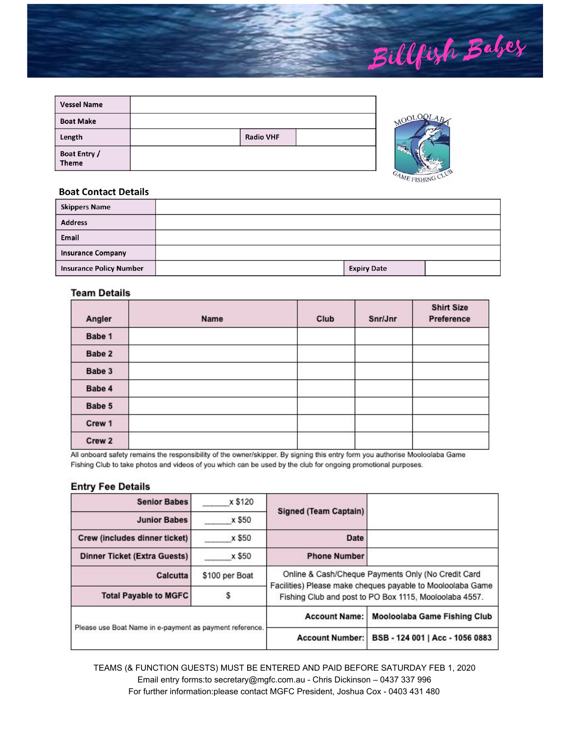# Billfish Babes

| | | | |
|---|---|---|---|
| **Vessel Name** | | | |
| **Boat Make** | | | |
| **Length** | | **Radio VHF** | |
| **Boat Entry / Theme** | | | |

MOOLOOLABA GAME FISHING CLUB

## Boat Contact Details

| | | | |
|---|---|---|---|
| **Skippers Name** | | | |
| **Address** | | | |
| **Email** | | | |
| **Insurance Company** | | | |
| **Insurance Policy Number** | | **Expiry Date** | |

## Team Details

| Angler | Name | Club | Snr/Jnr | Shirt Size Preference |
|---|---|---|---|---|
| Babe 1 | | | | |
| Babe 2 | | | | |
| Babe 3 | | | | |
| Babe 4 | | | | |
| Babe 5 | | | | |
| Crew 1 | | | | |
| Crew 2 | | | | |

All onboard safety remains the responsibility of the owner/skipper. By signing this entry form you authorise Mooloolaba Game Fishing Club to take photos and videos of you which can be used by the club for ongoing promotional purposes.

## Entry Fee Details

| | | | |
|---|---|---|---|
| **Senior Babes** | _______x $120 | **Signed (Team Captain)** | |
| **Junior Babes** | _______x $50 | | |
| **Crew (includes dinner ticket)** | _______x $50 | **Date** | |
| **Dinner Ticket (Extra Guests)** | _______x $50 | **Phone Number** | |
| **Calcutta** | $100 per Boat | Online & Cash/Cheque Payments Only (No Credit Card Facilities) Please make cheques payable to Mooloolaba Game Fishing Club and post to PO Box 1115, Mooloolaba 4557. | |
| **Total Payable to MGFC** | $ | | |
| Please use Boat Name in e-payment as payment reference. | | **Account Name:** | **Mooloolaba Game Fishing Club** |
| | | **Account Number:** | **BSB - 124 001 \| Acc - 1056 0883** |

TEAMS (& FUNCTION GUESTS) MUST BE ENTERED AND PAID BEFORE SATURDAY FEB 1, 2020
Email entry forms:to secretary@mgfc.com.au - Chris Dickinson – 0437 337 996
For further information:please contact MGFC President, Joshua Cox - 0403 431 480